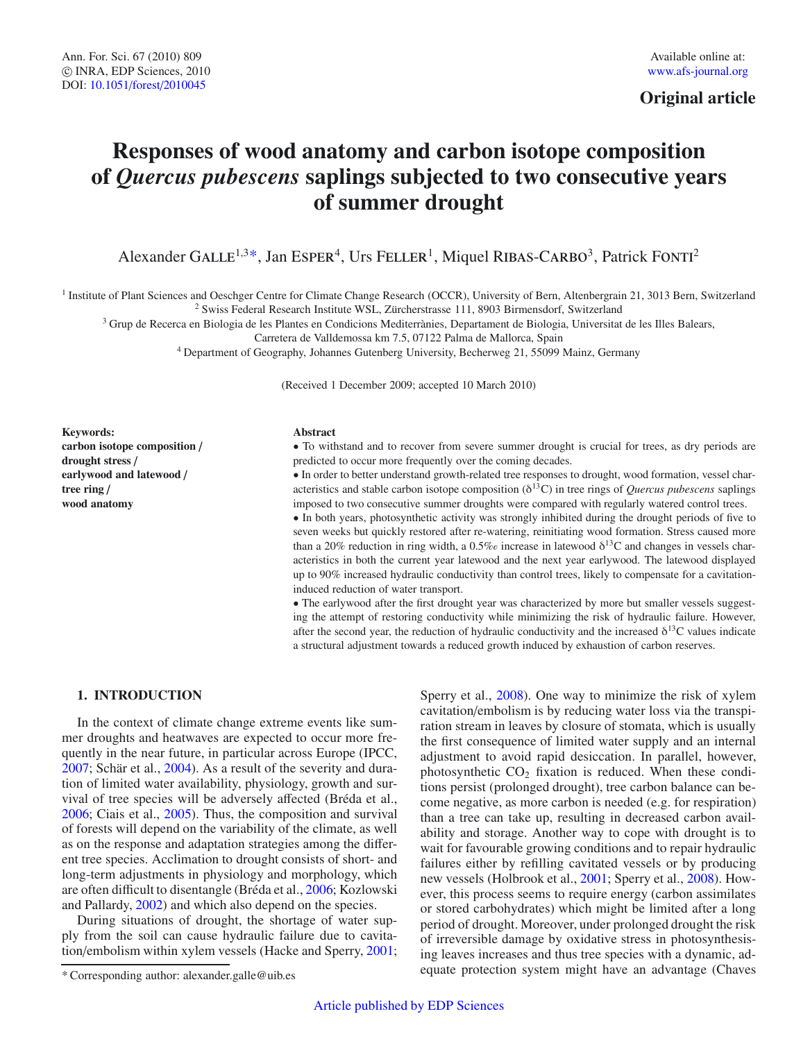Original article

# Responses of wood anatomy and carbon isotope composition of *Quercus pubescens* saplings subjected to two consecutive years of summer drought

Alexander Galle[1,3*], Jan Esper[4], Urs Feller[1], Miquel Ribas-Carbo[3], Patrick Fonti[2]

[1] Institute of Plant Sciences and Oeschger Centre for Climate Change Research (OCCR), University of Bern, Altenbergrain 21, 3013 Bern, Switzerland
[2] Swiss Federal Research Institute WSL, Zürcherstrasse 111, 8903 Birmensdorf, Switzerland
[3] Grup de Recerca en Biologia de les Plantes en Condicions Mediterrànies, Departament de Biologia, Universitat de les Illes Balears, Carretera de Valldemossa km 7.5, 07122 Palma de Mallorca, Spain
[4] Department of Geography, Johannes Gutenberg University, Becherweg 21, 55099 Mainz, Germany

(Received 1 December 2009; accepted 10 March 2010)

**Keywords:**
**carbon isotope composition / drought stress / earlywood and latewood / tree ring / wood anatomy**

**Abstract**

• To withstand and to recover from severe summer drought is crucial for trees, as dry periods are predicted to occur more frequently over the coming decades.

• In order to better understand growth-related tree responses to drought, wood formation, vessel characteristics and stable carbon isotope composition ($\delta^{13}C$) in tree rings of *Quercus pubescens* saplings imposed to two consecutive summer droughts were compared with regularly watered control trees.

• In both years, photosynthetic activity was strongly inhibited during the drought periods of five to seven weeks but quickly restored after re-watering, reinitiating wood formation. Stress caused more than a 20% reduction in ring width, a 0.5‰ increase in latewood $\delta^{13}C$ and changes in vessels characteristics in both the current year latewood and the next year earlywood. The latewood displayed up to 90% increased hydraulic conductivity than control trees, likely to compensate for a cavitation-induced reduction of water transport.

• The earlywood after the first drought year was characterized by more but smaller vessels suggesting the attempt of restoring conductivity while minimizing the risk of hydraulic failure. However, after the second year, the reduction of hydraulic conductivity and the increased $\delta^{13}C$ values indicate a structural adjustment towards a reduced growth induced by exhaustion of carbon reserves.

## 1. INTRODUCTION

In the context of climate change extreme events like summer droughts and heatwaves are expected to occur more frequently in the near future, in particular across Europe (IPCC, 2007; Schär et al., 2004). As a result of the severity and duration of limited water availability, physiology, growth and survival of tree species will be adversely affected (Bréda et al., 2006; Ciais et al., 2005). Thus, the composition and survival of forests will depend on the variability of the climate, as well as on the response and adaptation strategies among the different tree species. Acclimation to drought consists of short- and long-term adjustments in physiology and morphology, which are often difficult to disentangle (Bréda et al., 2006; Kozlowski and Pallardy, 2002) and which also depend on the species.

During situations of drought, the shortage of water supply from the soil can cause hydraulic failure due to cavitation/embolism within xylem vessels (Hacke and Sperry, 2001; Sperry et al., 2008). One way to minimize the risk of xylem cavitation/embolism is by reducing water loss via the transpiration stream in leaves by closure of stomata, which is usually the first consequence of limited water supply and an internal adjustment to avoid rapid desiccation. In parallel, however, photosynthetic $CO_2$ fixation is reduced. When these conditions persist (prolonged drought), tree carbon balance can become negative, as more carbon is needed (e.g. for respiration) than a tree can take up, resulting in decreased carbon availability and storage. Another way to cope with drought is to wait for favourable growing conditions and to repair hydraulic failures either by refilling cavitated vessels or by producing new vessels (Holbrook et al., 2001; Sperry et al., 2008). However, this process seems to require energy (carbon assimilates or stored carbohydrates) which might be limited after a long period of drought. Moreover, under prolonged drought the risk of irreversible damage by oxidative stress in photosynthesising leaves increases and thus tree species with a dynamic, adequate protection system might have an advantage (Chaves

* Corresponding author: alexander.galle@uib.es

Article published by EDP Sciences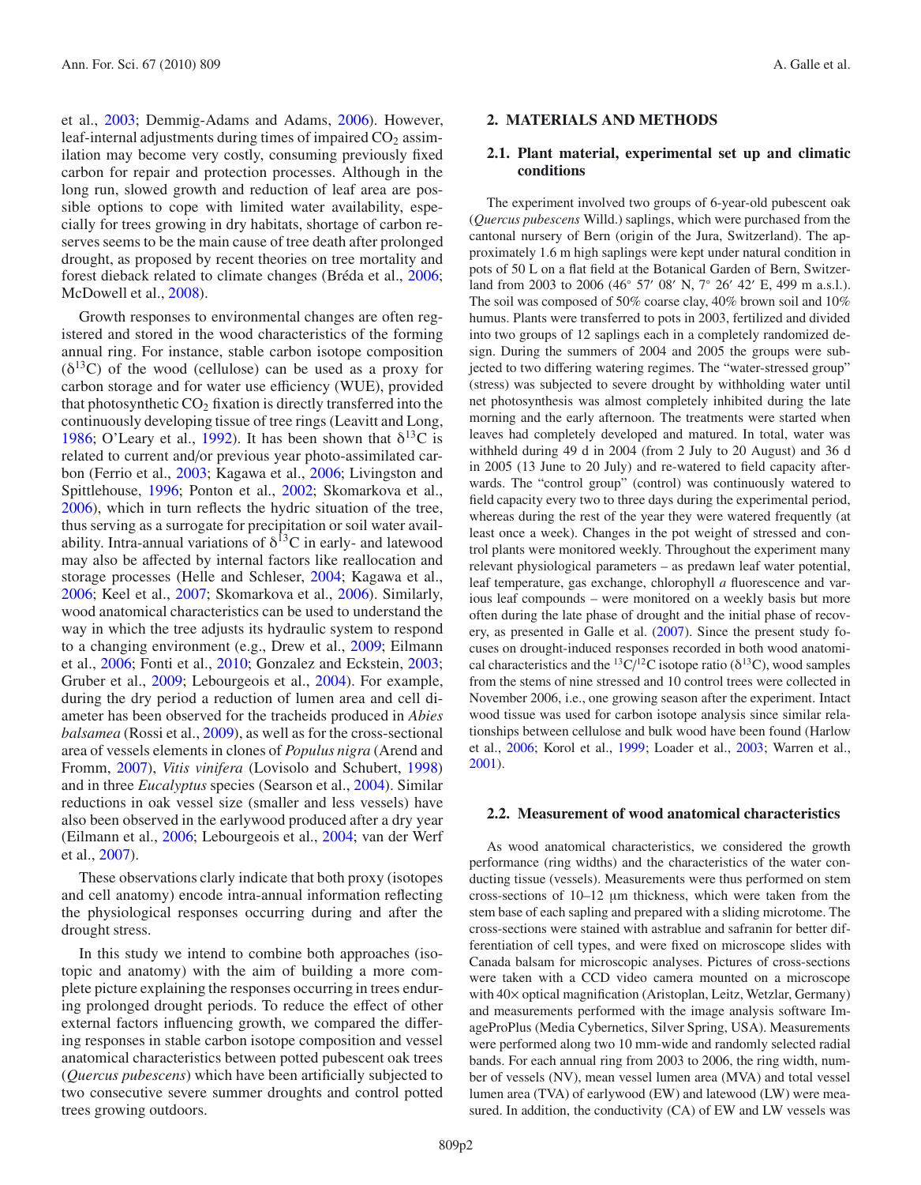et al., 2003; Demmig-Adams and Adams, 2006). However, leaf-internal adjustments during times of impaired $CO_2$ assimilation may become very costly, consuming previously fixed carbon for repair and protection processes. Although in the long run, slowed growth and reduction of leaf area are possible options to cope with limited water availability, especially for trees growing in dry habitats, shortage of carbon reserves seems to be the main cause of tree death after prolonged drought, as proposed by recent theories on tree mortality and forest dieback related to climate changes (Bréda et al., 2006; McDowell et al., 2008).

Growth responses to environmental changes are often registered and stored in the wood characteristics of the forming annual ring. For instance, stable carbon isotope composition ($\delta^{13}C$) of the wood (cellulose) can be used as a proxy for carbon storage and for water use efficiency (WUE), provided that photosynthetic $CO_2$ fixation is directly transferred into the continuously developing tissue of tree rings (Leavitt and Long, 1986; O'Leary et al., 1992). It has been shown that $\delta^{13}C$ is related to current and/or previous year photo-assimilated carbon (Ferrio et al., 2003; Kagawa et al., 2006; Livingston and Spittlehouse, 1996; Ponton et al., 2002; Skomarkova et al., 2006), which in turn reflects the hydric situation of the tree, thus serving as a surrogate for precipitation or soil water availability. Intra-annual variations of $\delta^{13}C$ in early- and latewood may also be affected by internal factors like reallocation and storage processes (Helle and Schleser, 2004; Kagawa et al., 2006; Keel et al., 2007; Skomarkova et al., 2006). Similarly, wood anatomical characteristics can be used to understand the way in which the tree adjusts its hydraulic system to respond to a changing environment (e.g., Drew et al., 2009; Eilmann et al., 2006; Fonti et al., 2010; Gonzalez and Eckstein, 2003; Gruber et al., 2009; Lebourgeois et al., 2004). For example, during the dry period a reduction of lumen area and cell diameter has been observed for the tracheids produced in *Abies balsamea* (Rossi et al., 2009), as well as for the cross-sectional area of vessels elements in clones of *Populus nigra* (Arend and Fromm, 2007), *Vitis vinifera* (Lovisolo and Schubert, 1998) and in three *Eucalyptus* species (Searson et al., 2004). Similar reductions in oak vessel size (smaller and less vessels) have also been observed in the earlywood produced after a dry year (Eilmann et al., 2006; Lebourgeois et al., 2004; van der Werf et al., 2007).

These observations clarly indicate that both proxy (isotopes and cell anatomy) encode intra-annual information reflecting the physiological responses occurring during and after the drought stress.

In this study we intend to combine both approaches (isotopic and anatomy) with the aim of building a more complete picture explaining the responses occurring in trees enduring prolonged drought periods. To reduce the effect of other external factors influencing growth, we compared the differing responses in stable carbon isotope composition and vessel anatomical characteristics between potted pubescent oak trees (*Quercus pubescens*) which have been artificially subjected to two consecutive severe summer droughts and control potted trees growing outdoors.

## 2. MATERIALS AND METHODS

### 2.1. Plant material, experimental set up and climatic conditions

The experiment involved two groups of 6-year-old pubescent oak (*Quercus pubescens* Willd.) saplings, which were purchased from the cantonal nursery of Bern (origin of the Jura, Switzerland). The approximately 1.6 m high saplings were kept under natural condition in pots of 50 L on a flat field at the Botanical Garden of Bern, Switzerland from 2003 to 2006 (46° 57′ 08′ N, 7° 26′ 42′ E, 499 m a.s.l.). The soil was composed of 50% coarse clay, 40% brown soil and 10% humus. Plants were transferred to pots in 2003, fertilized and divided into two groups of 12 saplings each in a completely randomized design. During the summers of 2004 and 2005 the groups were subjected to two differing watering regimes. The "water-stressed group" (stress) was subjected to severe drought by withholding water until net photosynthesis was almost completely inhibited during the late morning and the early afternoon. The treatments were started when leaves had completely developed and matured. In total, water was withheld during 49 d in 2004 (from 2 July to 20 August) and 36 d in 2005 (13 June to 20 July) and re-watered to field capacity afterwards. The "control group" (control) was continuously watered to field capacity every two to three days during the experimental period, whereas during the rest of the year they were watered frequently (at least once a week). Changes in the pot weight of stressed and control plants were monitored weekly. Throughout the experiment many relevant physiological parameters – as predawn leaf water potential, leaf temperature, gas exchange, chlorophyll *a* fluorescence and various leaf compounds – were monitored on a weekly basis but more often during the late phase of drought and the initial phase of recovery, as presented in Galle et al. (2007). Since the present study focuses on drought-induced responses recorded in both wood anatomical characteristics and the $^{13}C/^{12}C$ isotope ratio ($\delta^{13}C$), wood samples from the stems of nine stressed and 10 control trees were collected in November 2006, i.e., one growing season after the experiment. Intact wood tissue was used for carbon isotope analysis since similar relationships between cellulose and bulk wood have been found (Harlow et al., 2006; Korol et al., 1999; Loader et al., 2003; Warren et al., 2001).

### 2.2. Measurement of wood anatomical characteristics

As wood anatomical characteristics, we considered the growth performance (ring widths) and the characteristics of the water conducting tissue (vessels). Measurements were thus performed on stem cross-sections of 10–12 μm thickness, which were taken from the stem base of each sapling and prepared with a sliding microtome. The cross-sections were stained with astrablue and safranin for better differentiation of cell types, and were fixed on microscope slides with Canada balsam for microscopic analyses. Pictures of cross-sections were taken with a CCD video camera mounted on a microscope with 40× optical magnification (Aristoplan, Leitz, Wetzlar, Germany) and measurements performed with the image analysis software ImageProPlus (Media Cybernetics, Silver Spring, USA). Measurements were performed along two 10 mm-wide and randomly selected radial bands. For each annual ring from 2003 to 2006, the ring width, number of vessels (NV), mean vessel lumen area (MVA) and total vessel lumen area (TVA) of earlywood (EW) and latewood (LW) were measured. In addition, the conductivity (CA) of EW and LW vessels was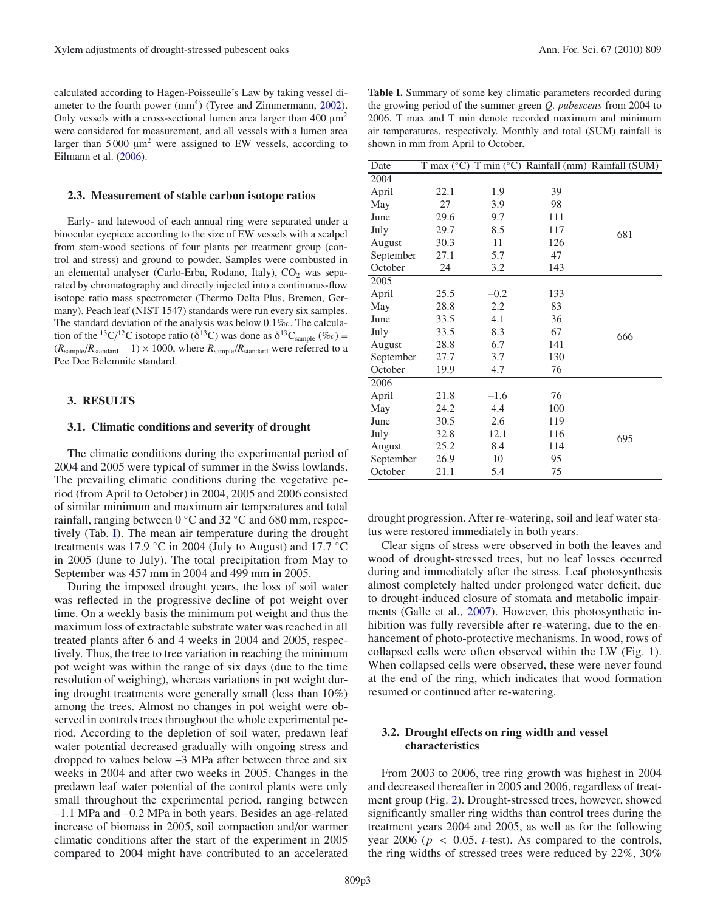calculated according to Hagen-Poisseulle's Law by taking vessel diameter to the fourth power ($mm^4$) (Tyree and Zimmermann, 2002). Only vessels with a cross-sectional lumen area larger than 400 $\mu m^2$ were considered for measurement, and all vessels with a lumen area larger than 5 000 $\mu m^2$ were assigned to EW vessels, according to Eilmann et al. (2006).

### 2.3. Measurement of stable carbon isotope ratios

Early- and latewood of each annual ring were separated under a binocular eyepiece according to the size of EW vessels with a scalpel from stem-wood sections of four plants per treatment group (control and stress) and ground to powder. Samples were combusted in an elemental analyser (Carlo-Erba, Rodano, Italy), $CO_2$ was separated by chromatography and directly injected into a continuous-flow isotope ratio mass spectrometer (Thermo Delta Plus, Bremen, Germany). Peach leaf (NIST 1547) standards were run every six samples. The standard deviation of the analysis was below 0.1‰. The calculation of the $^{13}C/^{12}C$ isotope ratio ($\delta^{13}C$) was done as $\delta^{13}C_{sample}$ (‰) = $(R_{sample}/R_{standard} - 1) \times 1000$, where $R_{sample}/R_{standard}$ were referred to a Pee Dee Belemnite standard.

## 3. RESULTS

### 3.1. Climatic conditions and severity of drought

The climatic conditions during the experimental period of 2004 and 2005 were typical of summer in the Swiss lowlands. The prevailing climatic conditions during the vegetative period (from April to October) in 2004, 2005 and 2006 consisted of similar minimum and maximum air temperatures and total rainfall, ranging between 0 °C and 32 °C and 680 mm, respectively (Tab. I). The mean air temperature during the drought treatments was 17.9 °C in 2004 (July to August) and 17.7 °C in 2005 (June to July). The total precipitation from May to September was 457 mm in 2004 and 499 mm in 2005.

During the imposed drought years, the loss of soil water was reflected in the progressive decline of pot weight over time. On a weekly basis the minimum pot weight and thus the maximum loss of extractable substrate water was reached in all treated plants after 6 and 4 weeks in 2004 and 2005, respectively. Thus, the tree to tree variation in reaching the minimum pot weight was within the range of six days (due to the time resolution of weighing), whereas variations in pot weight during drought treatments were generally small (less than 10%) among the trees. Almost no changes in pot weight were observed in controls trees throughout the whole experimental period. According to the depletion of soil water, predawn leaf water potential decreased gradually with ongoing stress and dropped to values below –3 MPa after between three and six weeks in 2004 and after two weeks in 2005. Changes in the predawn leaf water potential of the control plants were only small throughout the experimental period, ranging between –1.1 MPa and –0.2 MPa in both years. Besides an age-related increase of biomass in 2005, soil compaction and/or warmer climatic conditions after the start of the experiment in 2005 compared to 2004 might have contributed to an accelerated drought progression. After re-watering, soil and leaf water status were restored immediately in both years.

**Table I.** Summary of some key climatic parameters recorded during the growing period of the summer green *Q. pubescens* from 2004 to 2006. T max and T min denote recorded maximum and minimum air temperatures, respectively. Monthly and total (SUM) rainfall is shown in mm from April to October.

| Date | T max (°C) | T min (°C) | Rainfall (mm) | Rainfall (SUM) |
|---|---|---|---|---|
| 2004 | | | | |
| April | 22.1 | 1.9 | 39 | |
| May | 27 | 3.9 | 98 | |
| June | 29.6 | 9.7 | 111 | |
| July | 29.7 | 8.5 | 117 | 681 |
| August | 30.3 | 11 | 126 | |
| September | 27.1 | 5.7 | 47 | |
| October | 24 | 3.2 | 143 | |
| 2005 | | | | |
| April | 25.5 | –0.2 | 133 | |
| May | 28.8 | 2.2 | 83 | |
| June | 33.5 | 4.1 | 36 | |
| July | 33.5 | 8.3 | 67 | 666 |
| August | 28.8 | 6.7 | 141 | |
| September | 27.7 | 3.7 | 130 | |
| October | 19.9 | 4.7 | 76 | |
| 2006 | | | | |
| April | 21.8 | –1.6 | 76 | |
| May | 24.2 | 4.4 | 100 | |
| June | 30.5 | 2.6 | 119 | |
| July | 32.8 | 12.1 | 116 | 695 |
| August | 25.2 | 8.4 | 114 | |
| September | 26.9 | 10 | 95 | |
| October | 21.1 | 5.4 | 75 | |

Clear signs of stress were observed in both the leaves and wood of drought-stressed trees, but no leaf losses occurred during and immediately after the stress. Leaf photosynthesis almost completely halted under prolonged water deficit, due to drought-induced closure of stomata and metabolic impairments (Galle et al., 2007). However, this photosynthetic inhibition was fully reversible after re-watering, due to the enhancement of photo-protective mechanisms. In wood, rows of collapsed cells were often observed within the LW (Fig. 1). When collapsed cells were observed, these were never found at the end of the ring, which indicates that wood formation resumed or continued after re-watering.

### 3.2. Drought effects on ring width and vessel characteristics

From 2003 to 2006, tree ring growth was highest in 2004 and decreased thereafter in 2005 and 2006, regardless of treatment group (Fig. 2). Drought-stressed trees, however, showed significantly smaller ring widths than control trees during the treatment years 2004 and 2005, as well as for the following year 2006 ($p < 0.05$, *t*-test). As compared to the controls, the ring widths of stressed trees were reduced by 22%, 30%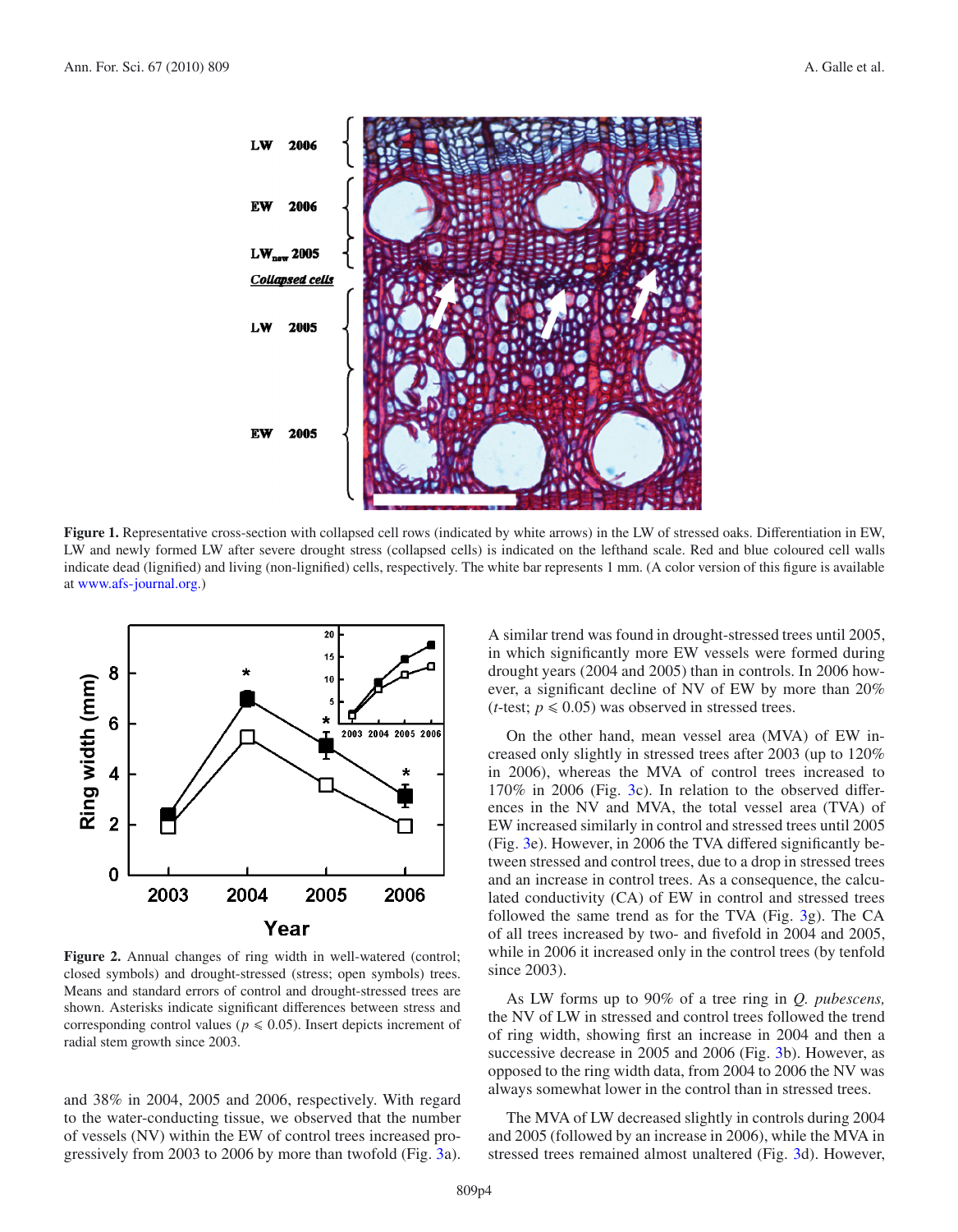**Figure 1.** Representative cross-section with collapsed cell rows (indicated by white arrows) in the LW of stressed oaks. Differentiation in EW, LW and newly formed LW after severe drought stress (collapsed cells) is indicated on the lefthand scale. Red and blue coloured cell walls indicate dead (lignified) and living (non-lignified) cells, respectively. The white bar represents 1 mm. (A color version of this figure is available at www.afs-journal.org.)

**Figure 2.** Annual changes of ring width in well-watered (control; closed symbols) and drought-stressed (stress; open symbols) trees. Means and standard errors of control and drought-stressed trees are shown. Asterisks indicate significant differences between stress and corresponding control values ($p \leqslant 0.05$). Insert depicts increment of radial stem growth since 2003.

and 38% in 2004, 2005 and 2006, respectively. With regard to the water-conducting tissue, we observed that the number of vessels (NV) within the EW of control trees increased progressively from 2003 to 2006 by more than twofold (Fig. 3a). A similar trend was found in drought-stressed trees until 2005, in which significantly more EW vessels were formed during drought years (2004 and 2005) than in controls. In 2006 however, a significant decline of NV of EW by more than 20% (*t*-test; $p \leqslant 0.05$) was observed in stressed trees.

On the other hand, mean vessel area (MVA) of EW increased only slightly in stressed trees after 2003 (up to 120% in 2006), whereas the MVA of control trees increased to 170% in 2006 (Fig. 3c). In relation to the observed differences in the NV and MVA, the total vessel area (TVA) of EW increased similarly in control and stressed trees until 2005 (Fig. 3e). However, in 2006 the TVA differed significantly between stressed and control trees, due to a drop in stressed trees and an increase in control trees. As a consequence, the calculated conductivity (CA) of EW in control and stressed trees followed the same trend as for the TVA (Fig. 3g). The CA of all trees increased by two- and fivefold in 2004 and 2005, while in 2006 it increased only in the control trees (by tenfold since 2003).

As LW forms up to 90% of a tree ring in *Q. pubescens,* the NV of LW in stressed and control trees followed the trend of ring width, showing first an increase in 2004 and then a successive decrease in 2005 and 2006 (Fig. 3b). However, as opposed to the ring width data, from 2004 to 2006 the NV was always somewhat lower in the control than in stressed trees.

The MVA of LW decreased slightly in controls during 2004 and 2005 (followed by an increase in 2006), while the MVA in stressed trees remained almost unaltered (Fig. 3d). However,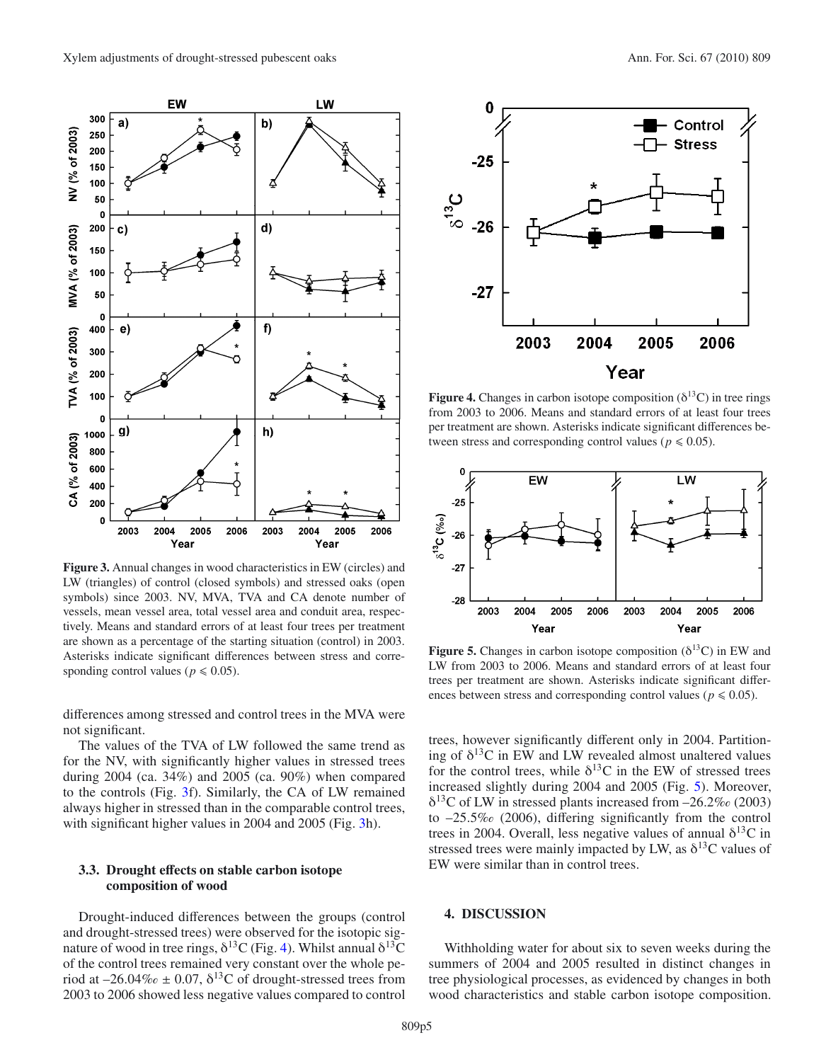**Figure 3.** Annual changes in wood characteristics in EW (circles) and LW (triangles) of control (closed symbols) and stressed oaks (open symbols) since 2003. NV, MVA, TVA and CA denote number of vessels, mean vessel area, total vessel area and conduit area, respectively. Means and standard errors of at least four trees per treatment are shown as a percentage of the starting situation (control) in 2003. Asterisks indicate significant differences between stress and corresponding control values ($p \leqslant 0.05$).

differences among stressed and control trees in the MVA were not significant.

The values of the TVA of LW followed the same trend as for the NV, with significantly higher values in stressed trees during 2004 (ca. 34%) and 2005 (ca. 90%) when compared to the controls (Fig. 3f). Similarly, the CA of LW remained always higher in stressed than in the comparable control trees, with significant higher values in 2004 and 2005 (Fig. 3h).

### 3.3. Drought effects on stable carbon isotope composition of wood

Drought-induced differences between the groups (control and drought-stressed trees) were observed for the isotopic signature of wood in tree rings, $\delta^{13}C$ (Fig. 4). Whilst annual $\delta^{13}C$ of the control trees remained very constant over the whole period at –26.04‰ ± 0.07, $\delta^{13}C$ of drought-stressed trees from 2003 to 2006 showed less negative values compared to control trees, however significantly different only in 2004. Partitioning of $\delta^{13}C$ in EW and LW revealed almost unaltered values for the control trees, while $\delta^{13}C$ in the EW of stressed trees increased slightly during 2004 and 2005 (Fig. 5). Moreover, $\delta^{13}C$ of LW in stressed plants increased from –26.2‰ (2003) to –25.5‰ (2006), differing significantly from the control trees in 2004. Overall, less negative values of annual $\delta^{13}C$ in stressed trees were mainly impacted by LW, as $\delta^{13}C$ values of EW were similar than in control trees.

**Figure 4.** Changes in carbon isotope composition ($\delta^{13}C$) in tree rings from 2003 to 2006. Means and standard errors of at least four trees per treatment are shown. Asterisks indicate significant differences between stress and corresponding control values ($p \leqslant 0.05$).

**Figure 5.** Changes in carbon isotope composition ($\delta^{13}C$) in EW and LW from 2003 to 2006. Means and standard errors of at least four trees per treatment are shown. Asterisks indicate significant differences between stress and corresponding control values ($p \leqslant 0.05$).

## 4. DISCUSSION

Withholding water for about six to seven weeks during the summers of 2004 and 2005 resulted in distinct changes in tree physiological processes, as evidenced by changes in both wood characteristics and stable carbon isotope composition.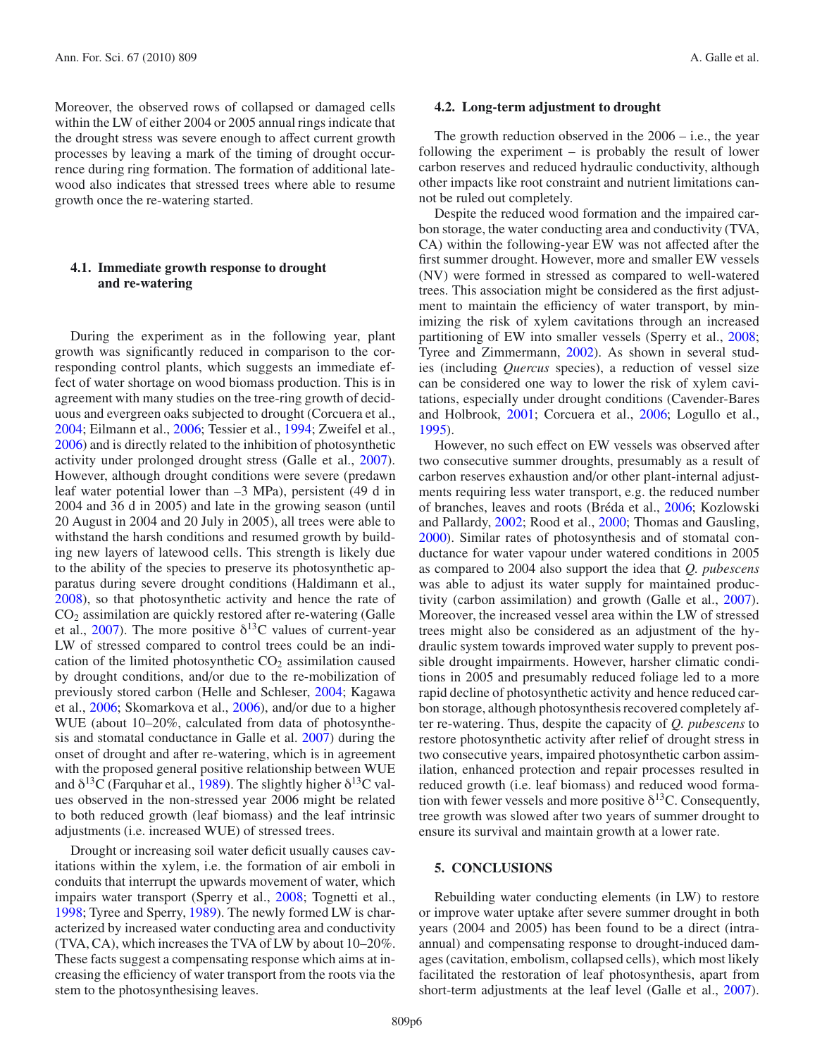Moreover, the observed rows of collapsed or damaged cells within the LW of either 2004 or 2005 annual rings indicate that the drought stress was severe enough to affect current growth processes by leaving a mark of the timing of drought occurrence during ring formation. The formation of additional latewood also indicates that stressed trees where able to resume growth once the re-watering started.

### 4.1. Immediate growth response to drought and re-watering

During the experiment as in the following year, plant growth was significantly reduced in comparison to the corresponding control plants, which suggests an immediate effect of water shortage on wood biomass production. This is in agreement with many studies on the tree-ring growth of deciduous and evergreen oaks subjected to drought (Corcuera et al., 2004; Eilmann et al., 2006; Tessier et al., 1994; Zweifel et al., 2006) and is directly related to the inhibition of photosynthetic activity under prolonged drought stress (Galle et al., 2007). However, although drought conditions were severe (predawn leaf water potential lower than –3 MPa), persistent (49 d in 2004 and 36 d in 2005) and late in the growing season (until 20 August in 2004 and 20 July in 2005), all trees were able to withstand the harsh conditions and resumed growth by building new layers of latewood cells. This strength is likely due to the ability of the species to preserve its photosynthetic apparatus during severe drought conditions (Haldimann et al., 2008), so that photosynthetic activity and hence the rate of $CO_2$ assimilation are quickly restored after re-watering (Galle et al., 2007). The more positive $\delta^{13}C$ values of current-year LW of stressed compared to control trees could be an indication of the limited photosynthetic $CO_2$ assimilation caused by drought conditions, and/or due to the re-mobilization of previously stored carbon (Helle and Schleser, 2004; Kagawa et al., 2006; Skomarkova et al., 2006), and/or due to a higher WUE (about 10–20%, calculated from data of photosynthesis and stomatal conductance in Galle et al. 2007) during the onset of drought and after re-watering, which is in agreement with the proposed general positive relationship between WUE and $\delta^{13}C$ (Farquhar et al., 1989). The slightly higher $\delta^{13}C$ values observed in the non-stressed year 2006 might be related to both reduced growth (leaf biomass) and the leaf intrinsic adjustments (i.e. increased WUE) of stressed trees.

Drought or increasing soil water deficit usually causes cavitations within the xylem, i.e. the formation of air emboli in conduits that interrupt the upwards movement of water, which impairs water transport (Sperry et al., 2008; Tognetti et al., 1998; Tyree and Sperry, 1989). The newly formed LW is characterized by increased water conducting area and conductivity (TVA, CA), which increases the TVA of LW by about 10–20%. These facts suggest a compensating response which aims at increasing the efficiency of water transport from the roots via the stem to the photosynthesising leaves.

### 4.2. Long-term adjustment to drought

The growth reduction observed in the 2006 – i.e., the year following the experiment – is probably the result of lower carbon reserves and reduced hydraulic conductivity, although other impacts like root constraint and nutrient limitations cannot be ruled out completely.

Despite the reduced wood formation and the impaired carbon storage, the water conducting area and conductivity (TVA, CA) within the following-year EW was not affected after the first summer drought. However, more and smaller EW vessels (NV) were formed in stressed as compared to well-watered trees. This association might be considered as the first adjustment to maintain the efficiency of water transport, by minimizing the risk of xylem cavitations through an increased partitioning of EW into smaller vessels (Sperry et al., 2008; Tyree and Zimmermann, 2002). As shown in several studies (including *Quercus* species), a reduction of vessel size can be considered one way to lower the risk of xylem cavitations, especially under drought conditions (Cavender-Bares and Holbrook, 2001; Corcuera et al., 2006; Logullo et al., 1995).

However, no such effect on EW vessels was observed after two consecutive summer droughts, presumably as a result of carbon reserves exhaustion and/or other plant-internal adjustments requiring less water transport, e.g. the reduced number of branches, leaves and roots (Bréda et al., 2006; Kozlowski and Pallardy, 2002; Rood et al., 2000; Thomas and Gausling, 2000). Similar rates of photosynthesis and of stomatal conductance for water vapour under watered conditions in 2005 as compared to 2004 also support the idea that *Q. pubescens* was able to adjust its water supply for maintained productivity (carbon assimilation) and growth (Galle et al., 2007). Moreover, the increased vessel area within the LW of stressed trees might also be considered as an adjustment of the hydraulic system towards improved water supply to prevent possible drought impairments. However, harsher climatic conditions in 2005 and presumably reduced foliage led to a more rapid decline of photosynthetic activity and hence reduced carbon storage, although photosynthesis recovered completely after re-watering. Thus, despite the capacity of *Q. pubescens* to restore photosynthetic activity after relief of drought stress in two consecutive years, impaired photosynthetic carbon assimilation, enhanced protection and repair processes resulted in reduced growth (i.e. leaf biomass) and reduced wood formation with fewer vessels and more positive $\delta^{13}C$. Consequently, tree growth was slowed after two years of summer drought to ensure its survival and maintain growth at a lower rate.

## 5. CONCLUSIONS

Rebuilding water conducting elements (in LW) to restore or improve water uptake after severe summer drought in both years (2004 and 2005) has been found to be a direct (intra-annual) and compensating response to drought-induced damages (cavitation, embolism, collapsed cells), which most likely facilitated the restoration of leaf photosynthesis, apart from short-term adjustments at the leaf level (Galle et al., 2007).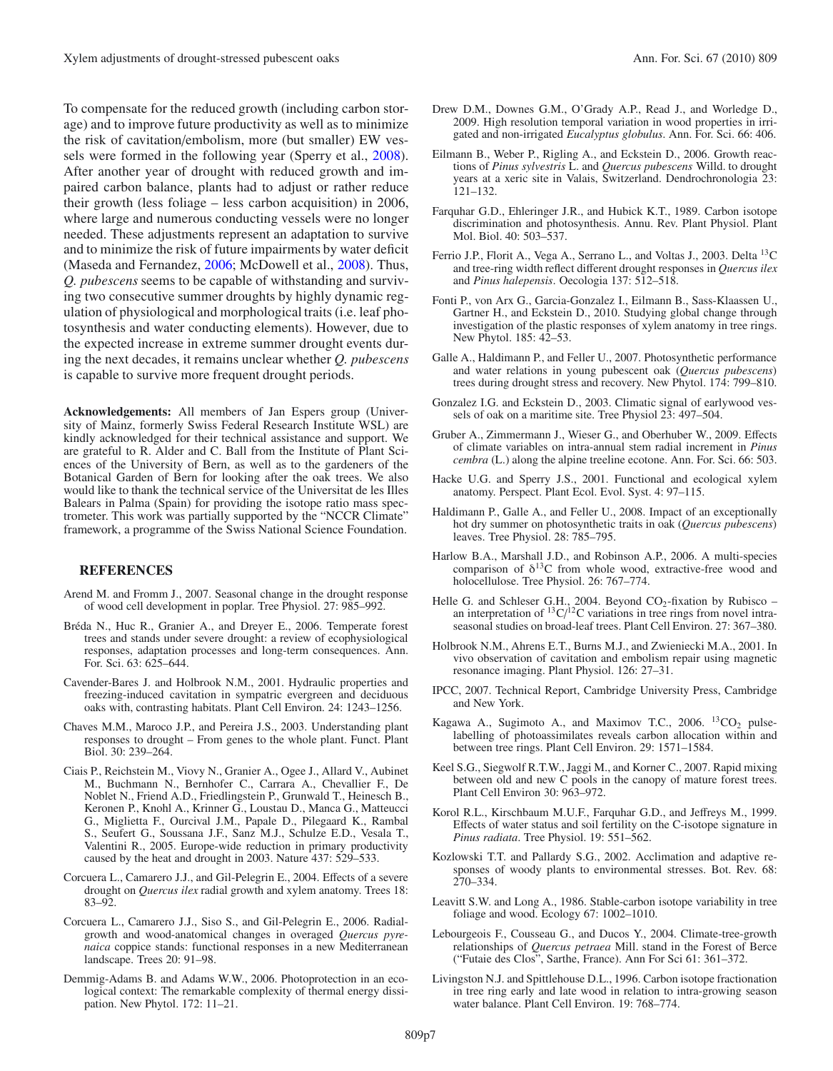To compensate for the reduced growth (including carbon storage) and to improve future productivity as well as to minimize the risk of cavitation/embolism, more (but smaller) EW vessels were formed in the following year (Sperry et al., 2008). After another year of drought with reduced growth and impaired carbon balance, plants had to adjust or rather reduce their growth (less foliage – less carbon acquisition) in 2006, where large and numerous conducting vessels were no longer needed. These adjustments represent an adaptation to survive and to minimize the risk of future impairments by water deficit (Maseda and Fernandez, 2006; McDowell et al., 2008). Thus, *Q. pubescens* seems to be capable of withstanding and surviving two consecutive summer droughts by highly dynamic regulation of physiological and morphological traits (i.e. leaf photosynthesis and water conducting elements). However, due to the expected increase in extreme summer drought events during the next decades, it remains unclear whether *Q. pubescens* is capable to survive more frequent drought periods.

**Acknowledgements:** All members of Jan Espers group (University of Mainz, formerly Swiss Federal Research Institute WSL) are kindly acknowledged for their technical assistance and support. We are grateful to R. Alder and C. Ball from the Institute of Plant Sciences of the University of Bern, as well as to the gardeners of the Botanical Garden of Bern for looking after the oak trees. We also would like to thank the technical service of the Universitat de les Illes Balears in Palma (Spain) for providing the isotope ratio mass spectrometer. This work was partially supported by the "NCCR Climate" framework, a programme of the Swiss National Science Foundation.

## REFERENCES

Arend M. and Fromm J., 2007. Seasonal change in the drought response of wood cell development in poplar. Tree Physiol. 27: 985–992.

Bréda N., Huc R., Granier A., and Dreyer E., 2006. Temperate forest trees and stands under severe drought: a review of ecophysiological responses, adaptation processes and long-term consequences. Ann. For. Sci. 63: 625–644.

Cavender-Bares J. and Holbrook N.M., 2001. Hydraulic properties and freezing-induced cavitation in sympatric evergreen and deciduous oaks with, contrasting habitats. Plant Cell Environ. 24: 1243–1256.

Chaves M.M., Maroco J.P., and Pereira J.S., 2003. Understanding plant responses to drought – From genes to the whole plant. Funct. Plant Biol. 30: 239–264.

Ciais P., Reichstein M., Viovy N., Granier A., Ogee J., Allard V., Aubinet M., Buchmann N., Bernhofer C., Carrara A., Chevallier F., De Noblet N., Friend A.D., Friedlingstein P., Grunwald T., Heinesch B., Keronen P., Knohl A., Krinner G., Loustau D., Manca G., Matteucci G., Miglietta F., Ourcival J.M., Papale D., Pilegaard K., Rambal S., Seufert G., Soussana J.F., Sanz M.J., Schulze E.D., Vesala T., Valentini R., 2005. Europe-wide reduction in primary productivity caused by the heat and drought in 2003. Nature 437: 529–533.

Corcuera L., Camarero J.J., and Gil-Pelegrin E., 2004. Effects of a severe drought on *Quercus ilex* radial growth and xylem anatomy. Trees 18: 83–92.

Corcuera L., Camarero J.J., Siso S., and Gil-Pelegrin E., 2006. Radial-growth and wood-anatomical changes in overaged *Quercus pyrenaica* coppice stands: functional responses in a new Mediterranean landscape. Trees 20: 91–98.

Demmig-Adams B. and Adams W.W., 2006. Photoprotection in an ecological context: The remarkable complexity of thermal energy dissipation. New Phytol. 172: 11–21.

Drew D.M., Downes G.M., O'Grady A.P., Read J., and Worledge D., 2009. High resolution temporal variation in wood properties in irrigated and non-irrigated *Eucalyptus globulus*. Ann. For. Sci. 66: 406.

Eilmann B., Weber P., Rigling A., and Eckstein D., 2006. Growth reactions of *Pinus sylvestris* L. and *Quercus pubescens* Willd. to drought years at a xeric site in Valais, Switzerland. Dendrochronologia 23: 121–132.

Farquhar G.D., Ehleringer J.R., and Hubick K.T., 1989. Carbon isotope discrimination and photosynthesis. Annu. Rev. Plant Physiol. Plant Mol. Biol. 40: 503–537.

Ferrio J.P., Florit A., Vega A., Serrano L., and Voltas J., 2003. Delta $^{13}C$ and tree-ring width reflect different drought responses in *Quercus ilex* and *Pinus halepensis*. Oecologia 137: 512–518.

Fonti P., von Arx G., Garcia-Gonzalez I., Eilmann B., Sass-Klaassen U., Gartner H., and Eckstein D., 2010. Studying global change through investigation of the plastic responses of xylem anatomy in tree rings. New Phytol. 185: 42–53.

Galle A., Haldimann P., and Feller U., 2007. Photosynthetic performance and water relations in young pubescent oak (*Quercus pubescens*) trees during drought stress and recovery. New Phytol. 174: 799–810.

Gonzalez I.G. and Eckstein D., 2003. Climatic signal of earlywood vessels of oak on a maritime site. Tree Physiol 23: 497–504.

Gruber A., Zimmermann J., Wieser G., and Oberhuber W., 2009. Effects of climate variables on intra-annual stem radial increment in *Pinus cembra* (L.) along the alpine treeline ecotone. Ann. For. Sci. 66: 503.

Hacke U.G. and Sperry J.S., 2001. Functional and ecological xylem anatomy. Perspect. Plant Ecol. Evol. Syst. 4: 97–115.

Haldimann P., Galle A., and Feller U., 2008. Impact of an exceptionally hot dry summer on photosynthetic traits in oak (*Quercus pubescens*) leaves. Tree Physiol. 28: 785–795.

Harlow B.A., Marshall J.D., and Robinson A.P., 2006. A multi-species comparison of $\delta^{13}C$ from whole wood, extractive-free wood and holocellulose. Tree Physiol. 26: 767–774.

Helle G. and Schleser G.H., 2004. Beyond $CO_2$-fixation by Rubisco – an interpretation of $^{13}C/^{12}C$ variations in tree rings from novel intra-seasonal studies on broad-leaf trees. Plant Cell Environ. 27: 367–380.

Holbrook N.M., Ahrens E.T., Burns M.J., and Zwieniecki M.A., 2001. In vivo observation of cavitation and embolism repair using magnetic resonance imaging. Plant Physiol. 126: 27–31.

IPCC, 2007. Technical Report, Cambridge University Press, Cambridge and New York.

Kagawa A., Sugimoto A., and Maximov T.C., 2006. $^{13}CO_2$ pulse-labelling of photoassimilates reveals carbon allocation within and between tree rings. Plant Cell Environ. 29: 1571–1584.

Keel S.G., Siegwolf R.T.W., Jaggi M., and Korner C., 2007. Rapid mixing between old and new C pools in the canopy of mature forest trees. Plant Cell Environ 30: 963–972.

Korol R.L., Kirschbaum M.U.F., Farquhar G.D., and Jeffreys M., 1999. Effects of water status and soil fertility on the C-isotope signature in *Pinus radiata*. Tree Physiol. 19: 551–562.

Kozlowski T.T. and Pallardy S.G., 2002. Acclimation and adaptive responses of woody plants to environmental stresses. Bot. Rev. 68: 270–334.

Leavitt S.W. and Long A., 1986. Stable-carbon isotope variability in tree foliage and wood. Ecology 67: 1002–1010.

Lebourgeois F., Cousseau G., and Ducos Y., 2004. Climate-tree-growth relationships of *Quercus petraea* Mill. stand in the Forest of Berce ("Futaie des Clos", Sarthe, France). Ann For Sci 61: 361–372.

Livingston N.J. and Spittlehouse D.L., 1996. Carbon isotope fractionation in tree ring early and late wood in relation to intra-growing season water balance. Plant Cell Environ. 19: 768–774.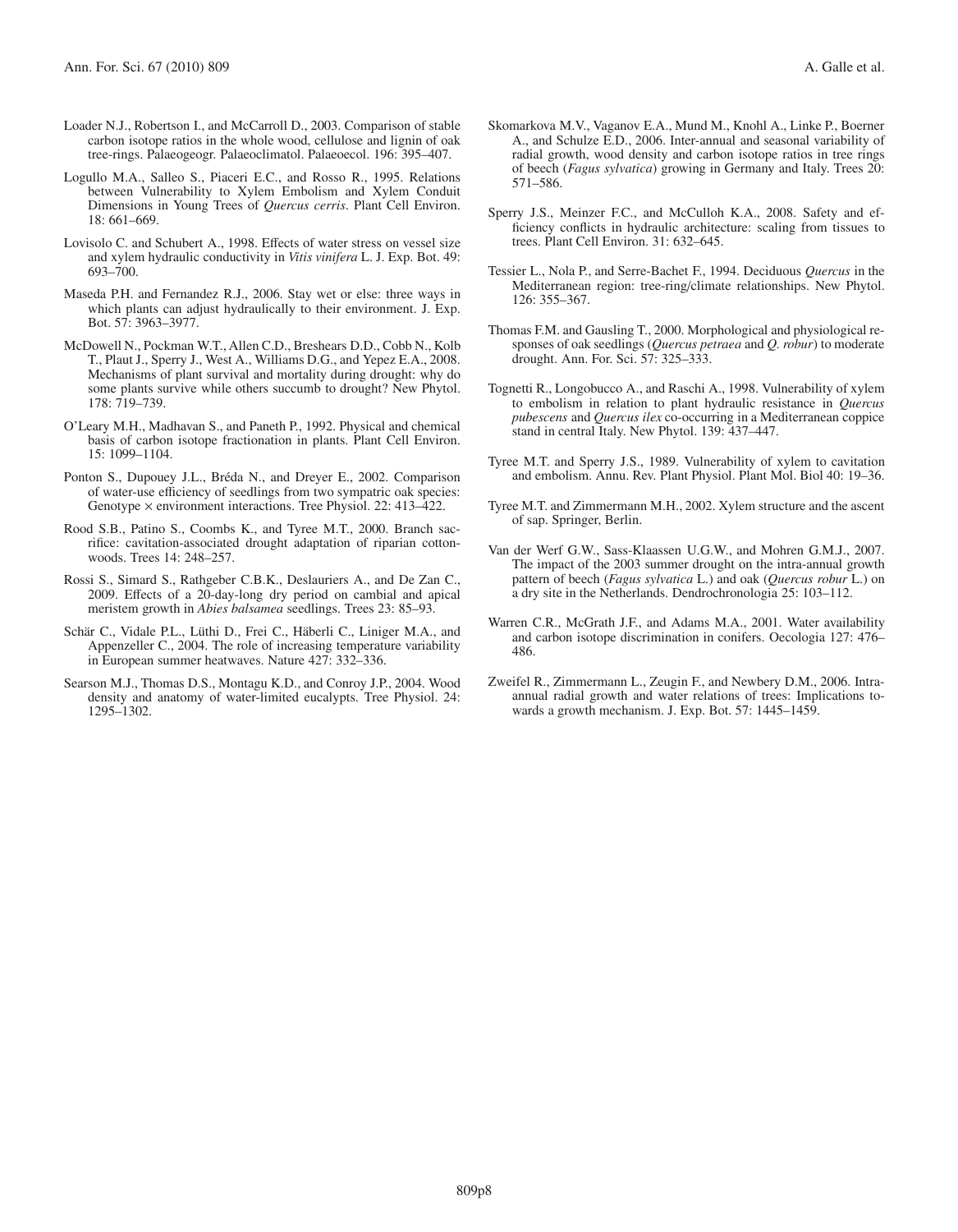Loader N.J., Robertson I., and McCarroll D., 2003. Comparison of stable carbon isotope ratios in the whole wood, cellulose and lignin of oak tree-rings. Palaeogeogr. Palaeoclimatol. Palaeoecol. 196: 395–407.

Logullo M.A., Salleo S., Piaceri E.C., and Rosso R., 1995. Relations between Vulnerability to Xylem Embolism and Xylem Conduit Dimensions in Young Trees of *Quercus cerris*. Plant Cell Environ. 18: 661–669.

Lovisolo C. and Schubert A., 1998. Effects of water stress on vessel size and xylem hydraulic conductivity in *Vitis vinifera* L. J. Exp. Bot. 49: 693–700.

Maseda P.H. and Fernandez R.J., 2006. Stay wet or else: three ways in which plants can adjust hydraulically to their environment. J. Exp. Bot. 57: 3963–3977.

McDowell N., Pockman W.T., Allen C.D., Breshears D.D., Cobb N., Kolb T., Plaut J., Sperry J., West A., Williams D.G., and Yepez E.A., 2008. Mechanisms of plant survival and mortality during drought: why do some plants survive while others succumb to drought? New Phytol. 178: 719–739.

O'Leary M.H., Madhavan S., and Paneth P., 1992. Physical and chemical basis of carbon isotope fractionation in plants. Plant Cell Environ. 15: 1099–1104.

Ponton S., Dupouey J.L., Bréda N., and Dreyer E., 2002. Comparison of water-use efficiency of seedlings from two sympatric oak species: Genotype × environment interactions. Tree Physiol. 22: 413–422.

Rood S.B., Patino S., Coombs K., and Tyree M.T., 2000. Branch sacrifice: cavitation-associated drought adaptation of riparian cottonwoods. Trees 14: 248–257.

Rossi S., Simard S., Rathgeber C.B.K., Deslauriers A., and De Zan C., 2009. Effects of a 20-day-long dry period on cambial and apical meristem growth in *Abies balsamea* seedlings. Trees 23: 85–93.

Schär C., Vidale P.L., Lüthi D., Frei C., Häberli C., Liniger M.A., and Appenzeller C., 2004. The role of increasing temperature variability in European summer heatwaves. Nature 427: 332–336.

Searson M.J., Thomas D.S., Montagu K.D., and Conroy J.P., 2004. Wood density and anatomy of water-limited eucalypts. Tree Physiol. 24: 1295–1302.

Skomarkova M.V., Vaganov E.A., Mund M., Knohl A., Linke P., Boerner A., and Schulze E.D., 2006. Inter-annual and seasonal variability of radial growth, wood density and carbon isotope ratios in tree rings of beech (*Fagus sylvatica*) growing in Germany and Italy. Trees 20: 571–586.

Sperry J.S., Meinzer F.C., and McCulloh K.A., 2008. Safety and efficiency conflicts in hydraulic architecture: scaling from tissues to trees. Plant Cell Environ. 31: 632–645.

Tessier L., Nola P., and Serre-Bachet F., 1994. Deciduous *Quercus* in the Mediterranean region: tree-ring/climate relationships. New Phytol. 126: 355–367.

Thomas F.M. and Gausling T., 2000. Morphological and physiological responses of oak seedlings (*Quercus petraea* and *Q. robur*) to moderate drought. Ann. For. Sci. 57: 325–333.

Tognetti R., Longobucco A., and Raschi A., 1998. Vulnerability of xylem to embolism in relation to plant hydraulic resistance in *Quercus pubescens* and *Quercus ilex* co-occurring in a Mediterranean coppice stand in central Italy. New Phytol. 139: 437–447.

Tyree M.T. and Sperry J.S., 1989. Vulnerability of xylem to cavitation and embolism. Annu. Rev. Plant Physiol. Plant Mol. Biol 40: 19–36.

Tyree M.T. and Zimmermann M.H., 2002. Xylem structure and the ascent of sap. Springer, Berlin.

Van der Werf G.W., Sass-Klaassen U.G.W., and Mohren G.M.J., 2007. The impact of the 2003 summer drought on the intra-annual growth pattern of beech (*Fagus sylvatica* L.) and oak (*Quercus robur* L.) on a dry site in the Netherlands. Dendrochronologia 25: 103–112.

Warren C.R., McGrath J.F., and Adams M.A., 2001. Water availability and carbon isotope discrimination in conifers. Oecologia 127: 476–486.

Zweifel R., Zimmermann L., Zeugin F., and Newbery D.M., 2006. Intra-annual radial growth and water relations of trees: Implications towards a growth mechanism. J. Exp. Bot. 57: 1445–1459.